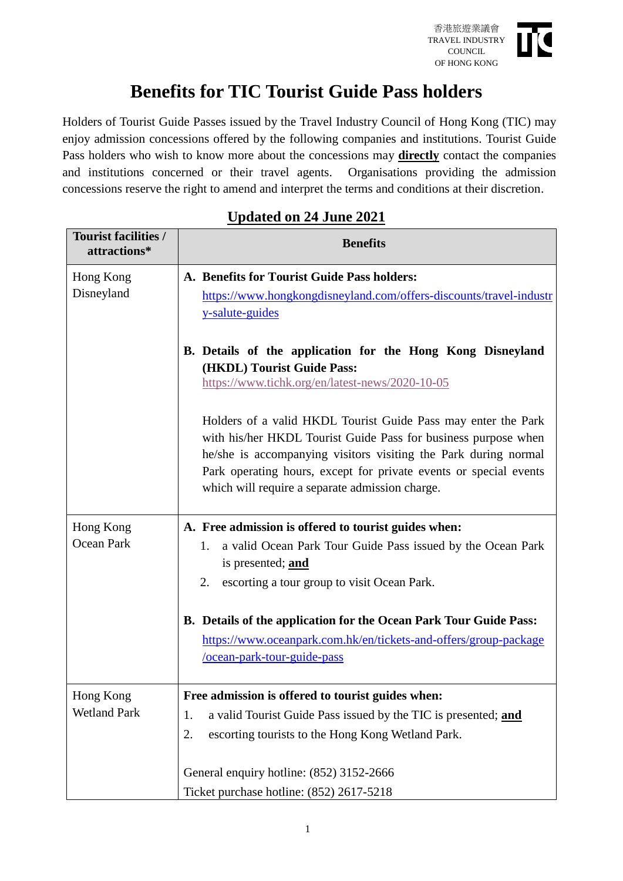香港旅遊業議會
TRAVEL INDUSTRY COUNCIL OF HONG KONG

# Benefits for TIC Tourist Guide Pass holders

Holders of Tourist Guide Passes issued by the Travel Industry Council of Hong Kong (TIC) may enjoy admission concessions offered by the following companies and institutions. Tourist Guide Pass holders who wish to know more about the concessions may **directly** contact the companies and institutions concerned or their travel agents. Organisations providing the admission concessions reserve the right to amend and interpret the terms and conditions at their discretion.

**Updated on 24 June 2021**

| Tourist facilities / attractions* | Benefits |
|---|---|
| Hong Kong Disneyland | **A. Benefits for Tourist Guide Pass holders:**<br>https://www.hongkongdisneyland.com/offers-discounts/travel-industry-salute-guides<br><br>**B. Details of the application for the Hong Kong Disneyland (HKDL) Tourist Guide Pass:**<br>https://www.tichk.org/en/latest-news/2020-10-05<br><br>Holders of a valid HKDL Tourist Guide Pass may enter the Park with his/her HKDL Tourist Guide Pass for business purpose when he/she is accompanying visitors visiting the Park during normal Park operating hours, except for private events or special events which will require a separate admission charge. |
| Hong Kong Ocean Park | **A. Free admission is offered to tourist guides when:**<br>1. a valid Ocean Park Tour Guide Pass issued by the Ocean Park is presented; **and**<br>2. escorting a tour group to visit Ocean Park.<br><br>**B. Details of the application for the Ocean Park Tour Guide Pass:**<br>https://www.oceanpark.com.hk/en/tickets-and-offers/group-package/ocean-park-tour-guide-pass |
| Hong Kong Wetland Park | **Free admission is offered to tourist guides when:**<br>1. a valid Tourist Guide Pass issued by the TIC is presented; **and**<br>2. escorting tourists to the Hong Kong Wetland Park.<br><br>General enquiry hotline: (852) 3152-2666<br>Ticket purchase hotline: (852) 2617-5218 |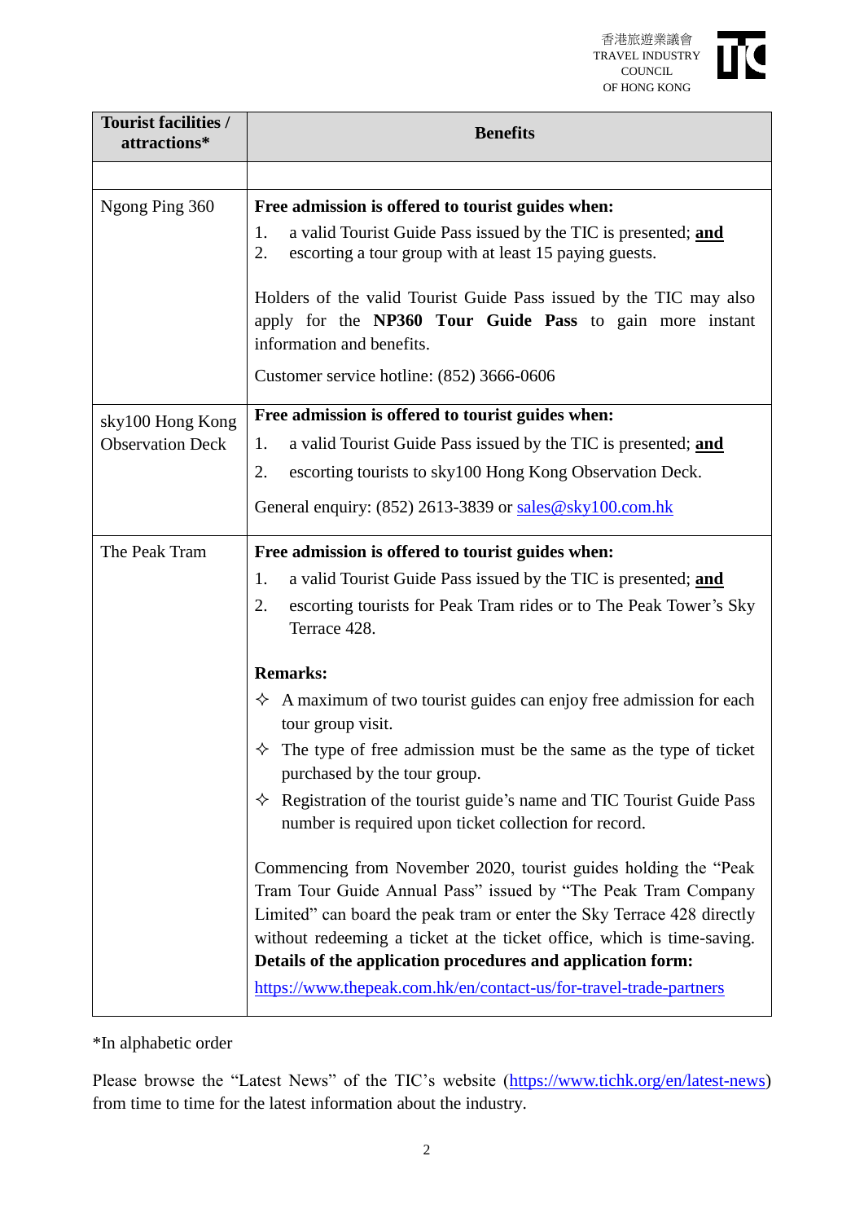| Tourist facilities / attractions* | Benefits |
|---|---|
| | |
| Ngong Ping 360 | **Free admission is offered to tourist guides when:**<br>1. a valid Tourist Guide Pass issued by the TIC is presented; **and**<br>2. escorting a tour group with at least 15 paying guests.<br><br>Holders of the valid Tourist Guide Pass issued by the TIC may also apply for the **NP360 Tour Guide Pass** to gain more instant information and benefits.<br><br>Customer service hotline: (852) 3666-0606 |
| sky100 Hong Kong Observation Deck | **Free admission is offered to tourist guides when:**<br>1. a valid Tourist Guide Pass issued by the TIC is presented; **and**<br>2. escorting tourists to sky100 Hong Kong Observation Deck.<br><br>General enquiry: (852) 2613-3839 or sales@sky100.com.hk |
| The Peak Tram | **Free admission is offered to tourist guides when:**<br>1. a valid Tourist Guide Pass issued by the TIC is presented; **and**<br>2. escorting tourists for Peak Tram rides or to The Peak Tower's Sky Terrace 428.<br><br>**Remarks:**<br>✧ A maximum of two tourist guides can enjoy free admission for each tour group visit.<br>✧ The type of free admission must be the same as the type of ticket purchased by the tour group.<br>✧ Registration of the tourist guide's name and TIC Tourist Guide Pass number is required upon ticket collection for record.<br><br>Commencing from November 2020, tourist guides holding the "Peak Tram Tour Guide Annual Pass" issued by "The Peak Tram Company Limited" can board the peak tram or enter the Sky Terrace 428 directly without redeeming a ticket at the ticket office, which is time-saving. **Details of the application procedures and application form:**<br>https://www.thepeak.com.hk/en/contact-us/for-travel-trade-partners |

*In alphabetic order

Please browse the "Latest News" of the TIC's website (https://www.tichk.org/en/latest-news) from time to time for the latest information about the industry.